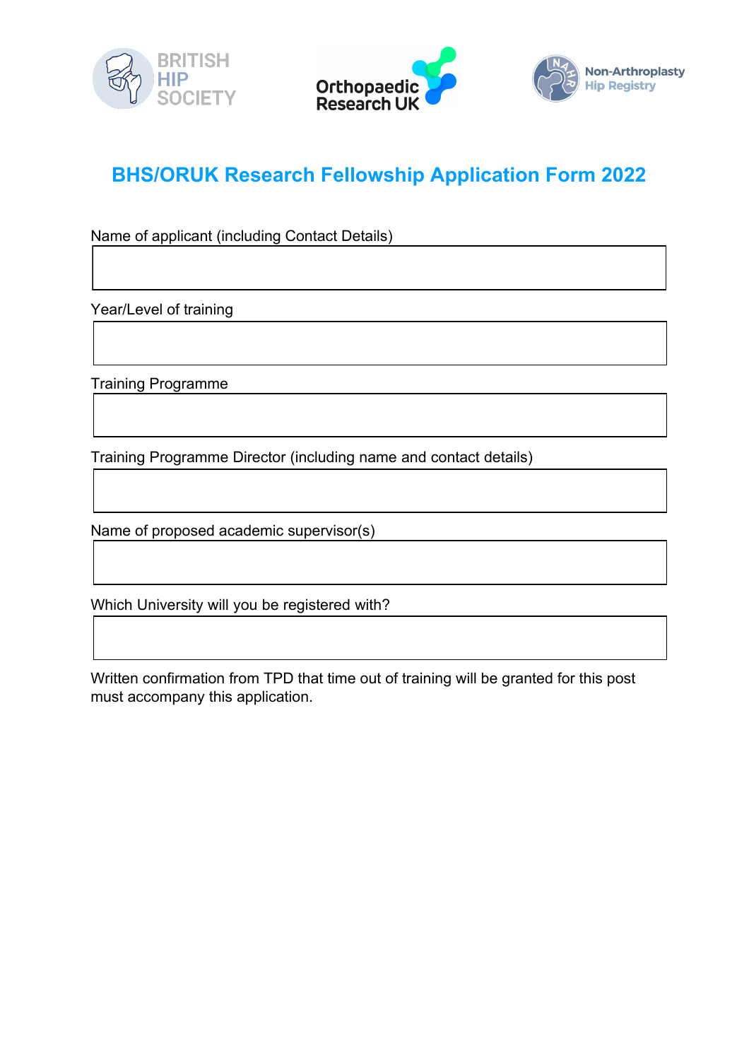BRITISH HIP SOCIETY

Orthopaedic Research UK

Non-Arthroplasty Hip Registry

# BHS/ORUK Research Fellowship Application Form 2022

Name of applicant (including Contact Details)

| |
|---|
| |

Year/Level of training

| |
|---|
| |

Training Programme

| |
|---|
| |

Training Programme Director (including name and contact details)

| |
|---|
| |

Name of proposed academic supervisor(s)

| |
|---|
| |

Which University will you be registered with?

| |
|---|
| |

Written confirmation from TPD that time out of training will be granted for this post must accompany this application.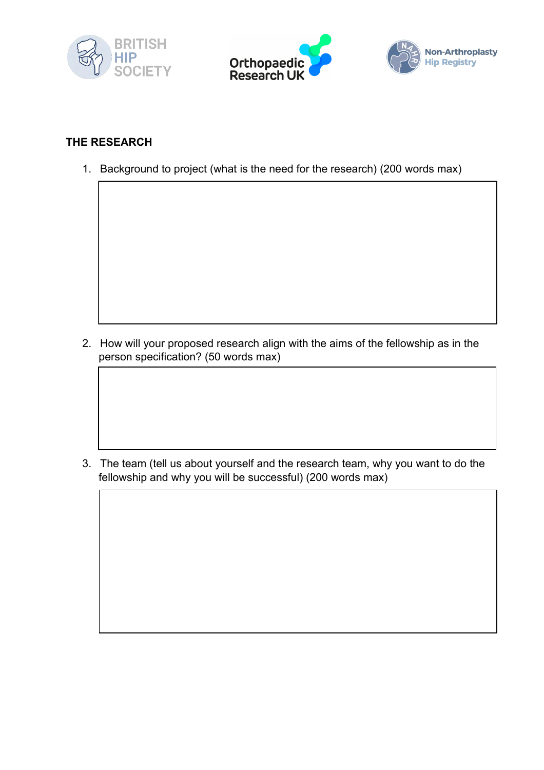## THE RESEARCH

1. Background to project (what is the need for the research) (200 words max)

2. How will your proposed research align with the aims of the fellowship as in the person specification? (50 words max)

3. The team (tell us about yourself and the research team, why you want to do the fellowship and why you will be successful) (200 words max)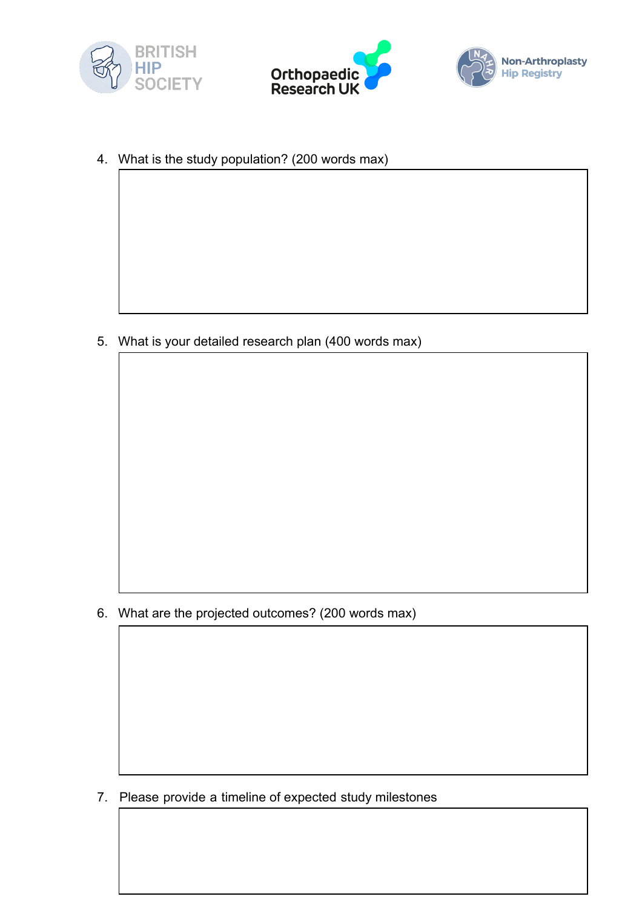4. What is the study population? (200 words max)

5. What is your detailed research plan (400 words max)

6. What are the projected outcomes? (200 words max)

7. Please provide a timeline of expected study milestones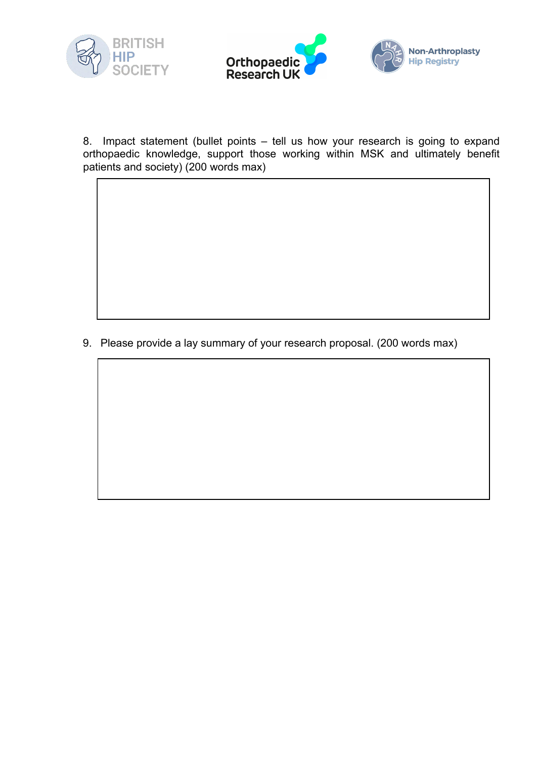8. Impact statement (bullet points – tell us how your research is going to expand orthopaedic knowledge, support those working within MSK and ultimately benefit patients and society) (200 words max)

9. Please provide a lay summary of your research proposal. (200 words max)